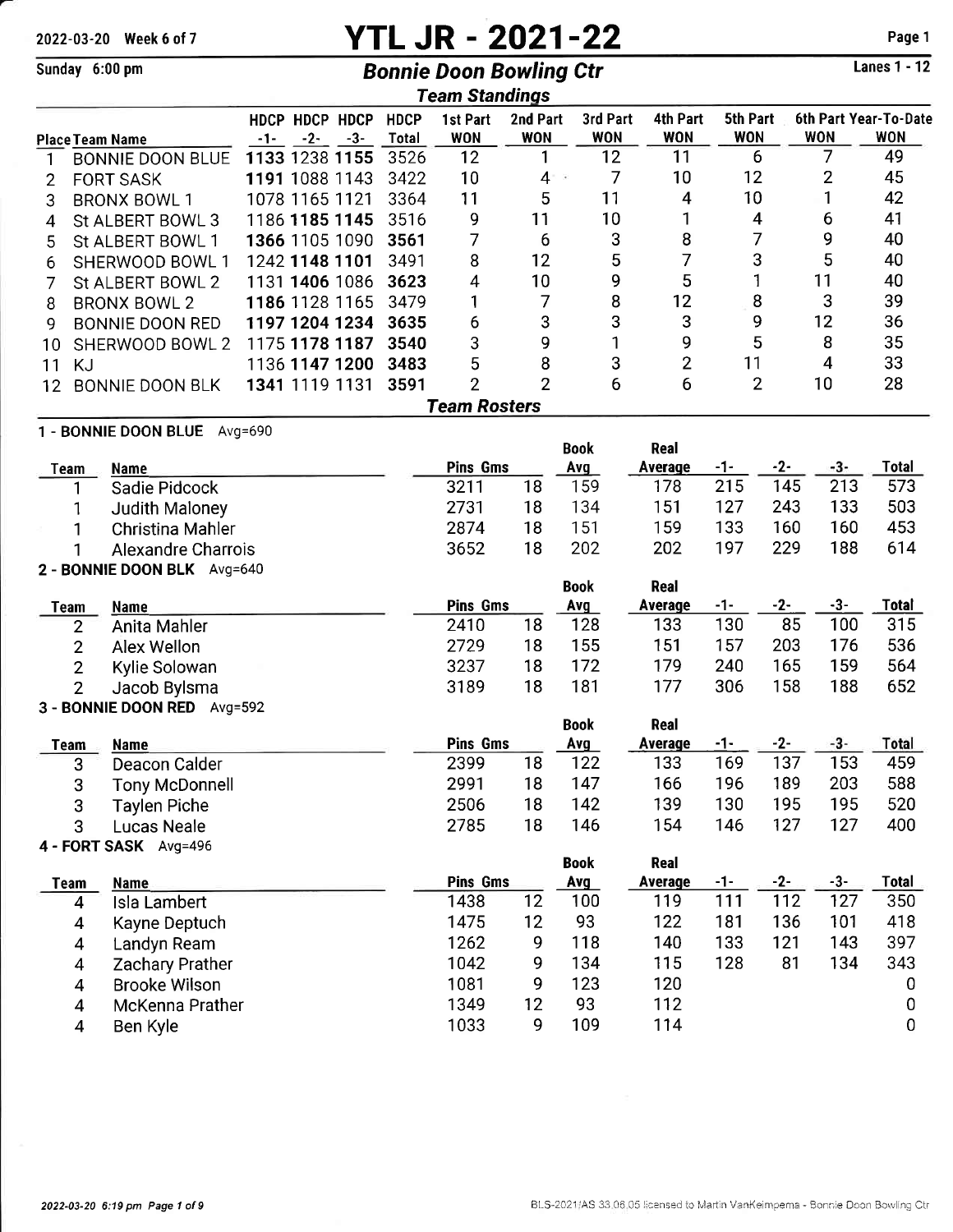# YTL JR - 2021-22

2022-03-20 Week 6 of 7

Sunday 6:00 pm

## Bonnie Doon Bowling Ctr

Lanes 1 - 12

### Team Standings

| Place | Team Name | HDCP -1- | HDCP -2- | HDCP -3- | HDCP Total | 1st Part WON | 2nd Part WON | 3rd Part WON | 4th Part WON | 5th Part WON | 6th Part WON | Year-To-Date WON |
|---|---|---|---|---|---|---|---|---|---|---|---|---|
| 1 | BONNIE DOON BLUE | **1133** | **1238** | **1155** | 3526 | 12 | 1 | 12 | 11 | 6 | 7 | 49 |
| 2 | FORT SASK | **1191** | 1088 | 1143 | 3422 | 10 | 4 | 7 | 10 | 12 | 2 | 45 |
| 3 | BRONX BOWL 1 | 1078 | 1165 | 1121 | 3364 | 11 | 5 | 11 | 4 | 10 | 1 | 42 |
| 4 | St ALBERT BOWL 3 | 1186 | **1185** | **1145** | 3516 | 9 | 11 | 10 | 1 | 4 | 6 | 41 |
| 5 | St ALBERT BOWL 1 | **1366** | 1105 | 1090 | **3561** | 7 | 6 | 3 | 8 | 7 | 9 | 40 |
| 6 | SHERWOOD BOWL 1 | 1242 | **1148** | **1101** | 3491 | 8 | 12 | 5 | 7 | 3 | 5 | 40 |
| 7 | St ALBERT BOWL 2 | 1131 | **1406** | 1086 | **3623** | 4 | 10 | 9 | 5 | 1 | 11 | 40 |
| 8 | BRONX BOWL 2 | **1186** | 1128 | 1165 | 3479 | 1 | 7 | 8 | 12 | 8 | 3 | 39 |
| 9 | BONNIE DOON RED | **1197** | **1204** | **1234** | **3635** | 6 | 3 | 3 | 3 | 9 | 12 | 36 |
| 10 | SHERWOOD BOWL 2 | 1175 | **1178** | **1187** | **3540** | 3 | 9 | 1 | 9 | 5 | 8 | 35 |
| 11 | KJ | 1136 | **1147** | **1200** | 3483 | 5 | 8 | 3 | 2 | 11 | 4 | 33 |
| 12 | BONNIE DOON BLK | **1341** | 1119 | 1131 | **3591** | 2 | 2 | 6 | 6 | 2 | 10 | 28 |

### Team Rosters

**1 - BONNIE DOON BLUE** Avg=690

| Team | Name | Pins | Gms | Book Avg | Real Average | -1- | -2- | -3- | Total |
|---|---|---|---|---|---|---|---|---|---|
| 1 | Sadie Pidcock | 3211 | 18 | 159 | 178 | 215 | 145 | 213 | 573 |
| 1 | Judith Maloney | 2731 | 18 | 134 | 151 | 127 | 243 | 133 | 503 |
| 1 | Christina Mahler | 2874 | 18 | 151 | 159 | 133 | 160 | 160 | 453 |
| 1 | Alexandre Charrois | 3652 | 18 | 202 | 202 | 197 | 229 | 188 | 614 |

**2 - BONNIE DOON BLK** Avg=640

| Team | Name | Pins | Gms | Book Avg | Real Average | -1- | -2- | -3- | Total |
|---|---|---|---|---|---|---|---|---|---|
| 2 | Anita Mahler | 2410 | 18 | 128 | 133 | 130 | 85 | 100 | 315 |
| 2 | Alex Wellon | 2729 | 18 | 155 | 151 | 157 | 203 | 176 | 536 |
| 2 | Kylie Solowan | 3237 | 18 | 172 | 179 | 240 | 165 | 159 | 564 |
| 2 | Jacob Bylsma | 3189 | 18 | 181 | 177 | 306 | 158 | 188 | 652 |

**3 - BONNIE DOON RED** Avg=592

| Team | Name | Pins | Gms | Book Avg | Real Average | -1- | -2- | -3- | Total |
|---|---|---|---|---|---|---|---|---|---|
| 3 | Deacon Calder | 2399 | 18 | 122 | 133 | 169 | 137 | 153 | 459 |
| 3 | Tony McDonnell | 2991 | 18 | 147 | 166 | 196 | 189 | 203 | 588 |
| 3 | Taylen Piche | 2506 | 18 | 142 | 139 | 130 | 195 | 195 | 520 |
| 3 | Lucas Neale | 2785 | 18 | 146 | 154 | 146 | 127 | 127 | 400 |

**4 - FORT SASK** Avg=496

| Team | Name | Pins | Gms | Book Avg | Real Average | -1- | -2- | -3- | Total |
|---|---|---|---|---|---|---|---|---|---|
| 4 | Isla Lambert | 1438 | 12 | 100 | 119 | 111 | 112 | 127 | 350 |
| 4 | Kayne Deptuch | 1475 | 12 | 93 | 122 | 181 | 136 | 101 | 418 |
| 4 | Landyn Ream | 1262 | 9 | 118 | 140 | 133 | 121 | 143 | 397 |
| 4 | Zachary Prather | 1042 | 9 | 134 | 115 | 128 | 81 | 134 | 343 |
| 4 | Brooke Wilson | 1081 | 9 | 123 | 120 | | | | 0 |
| 4 | McKenna Prather | 1349 | 12 | 93 | 112 | | | | 0 |
| 4 | Ben Kyle | 1033 | 9 | 109 | 114 | | | | 0 |

2022-03-20 6:19 pm

BLS-2021/AS 33.06.05 licensed to Martin VanKeimpema - Bonnie Doon Bowling Ctr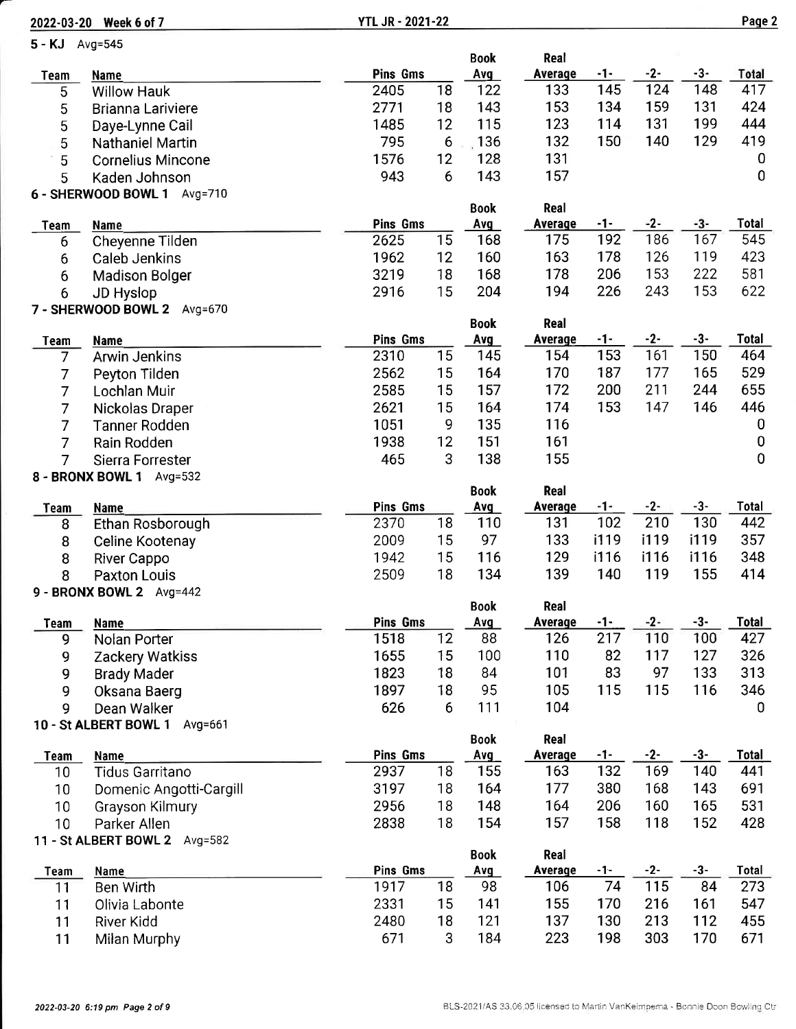## 5 - KJ Avg=545

| Team | Name | Pins | Gms | Book Avg | Real Average | -1- | -2- | -3- | Total |
|---|---|---|---|---|---|---|---|---|---|
| 5 | Willow Hauk | 2405 | 18 | 122 | 133 | 145 | 124 | 148 | 417 |
| 5 | Brianna Lariviere | 2771 | 18 | 143 | 153 | 134 | 159 | 131 | 424 |
| 5 | Daye-Lynne Cail | 1485 | 12 | 115 | 123 | 114 | 131 | 199 | 444 |
| 5 | Nathaniel Martin | 795 | 6 | 136 | 132 | 150 | 140 | 129 | 419 |
| 5 | Cornelius Mincone | 1576 | 12 | 128 | 131 | | | | 0 |
| 5 | Kaden Johnson | 943 | 6 | 143 | 157 | | | | 0 |

## 6 - SHERWOOD BOWL 1 Avg=710

| Team | Name | Pins | Gms | Book Avg | Real Average | -1- | -2- | -3- | Total |
|---|---|---|---|---|---|---|---|---|---|
| 6 | Cheyenne Tilden | 2625 | 15 | 168 | 175 | 192 | 186 | 167 | 545 |
| 6 | Caleb Jenkins | 1962 | 12 | 160 | 163 | 178 | 126 | 119 | 423 |
| 6 | Madison Bolger | 3219 | 18 | 168 | 178 | 206 | 153 | 222 | 581 |
| 6 | JD Hyslop | 2916 | 15 | 204 | 194 | 226 | 243 | 153 | 622 |

## 7 - SHERWOOD BOWL 2 Avg=670

| Team | Name | Pins | Gms | Book Avg | Real Average | -1- | -2- | -3- | Total |
|---|---|---|---|---|---|---|---|---|---|
| 7 | Arwin Jenkins | 2310 | 15 | 145 | 154 | 153 | 161 | 150 | 464 |
| 7 | Peyton Tilden | 2562 | 15 | 164 | 170 | 187 | 177 | 165 | 529 |
| 7 | Lochlan Muir | 2585 | 15 | 157 | 172 | 200 | 211 | 244 | 655 |
| 7 | Nickolas Draper | 2621 | 15 | 164 | 174 | 153 | 147 | 146 | 446 |
| 7 | Tanner Rodden | 1051 | 9 | 135 | 116 | | | | 0 |
| 7 | Rain Rodden | 1938 | 12 | 151 | 161 | | | | 0 |
| 7 | Sierra Forrester | 465 | 3 | 138 | 155 | | | | 0 |

## 8 - BRONX BOWL 1 Avg=532

| Team | Name | Pins | Gms | Book Avg | Real Average | -1- | -2- | -3- | Total |
|---|---|---|---|---|---|---|---|---|---|
| 8 | Ethan Rosborough | 2370 | 18 | 110 | 131 | 102 | 210 | 130 | 442 |
| 8 | Celine Kootenay | 2009 | 15 | 97 | 133 | i119 | i119 | i119 | 357 |
| 8 | River Cappo | 1942 | 15 | 116 | 129 | i116 | i116 | i116 | 348 |
| 8 | Paxton Louis | 2509 | 18 | 134 | 139 | 140 | 119 | 155 | 414 |

## 9 - BRONX BOWL 2 Avg=442

| Team | Name | Pins | Gms | Book Avg | Real Average | -1- | -2- | -3- | Total |
|---|---|---|---|---|---|---|---|---|---|
| 9 | Nolan Porter | 1518 | 12 | 88 | 126 | 217 | 110 | 100 | 427 |
| 9 | Zackery Watkiss | 1655 | 15 | 100 | 110 | 82 | 117 | 127 | 326 |
| 9 | Brady Mader | 1823 | 18 | 84 | 101 | 83 | 97 | 133 | 313 |
| 9 | Oksana Baerg | 1897 | 18 | 95 | 105 | 115 | 115 | 116 | 346 |
| 9 | Dean Walker | 626 | 6 | 111 | 104 | | | | 0 |

## 10 - St ALBERT BOWL 1 Avg=661

| Team | Name | Pins | Gms | Book Avg | Real Average | -1- | -2- | -3- | Total |
|---|---|---|---|---|---|---|---|---|---|
| 10 | Tidus Garritano | 2937 | 18 | 155 | 163 | 132 | 169 | 140 | 441 |
| 10 | Domenic Angotti-Cargill | 3197 | 18 | 164 | 177 | 380 | 168 | 143 | 691 |
| 10 | Grayson Kilmury | 2956 | 18 | 148 | 164 | 206 | 160 | 165 | 531 |
| 10 | Parker Allen | 2838 | 18 | 154 | 157 | 158 | 118 | 152 | 428 |

## 11 - St ALBERT BOWL 2 Avg=582

| Team | Name | Pins | Gms | Book Avg | Real Average | -1- | -2- | -3- | Total |
|---|---|---|---|---|---|---|---|---|---|
| 11 | Ben Wirth | 1917 | 18 | 98 | 106 | 74 | 115 | 84 | 273 |
| 11 | Olivia Labonte | 2331 | 15 | 141 | 155 | 170 | 216 | 161 | 547 |
| 11 | River Kidd | 2480 | 18 | 121 | 137 | 130 | 213 | 112 | 455 |
| 11 | Milan Murphy | 671 | 3 | 184 | 223 | 198 | 303 | 170 | 671 |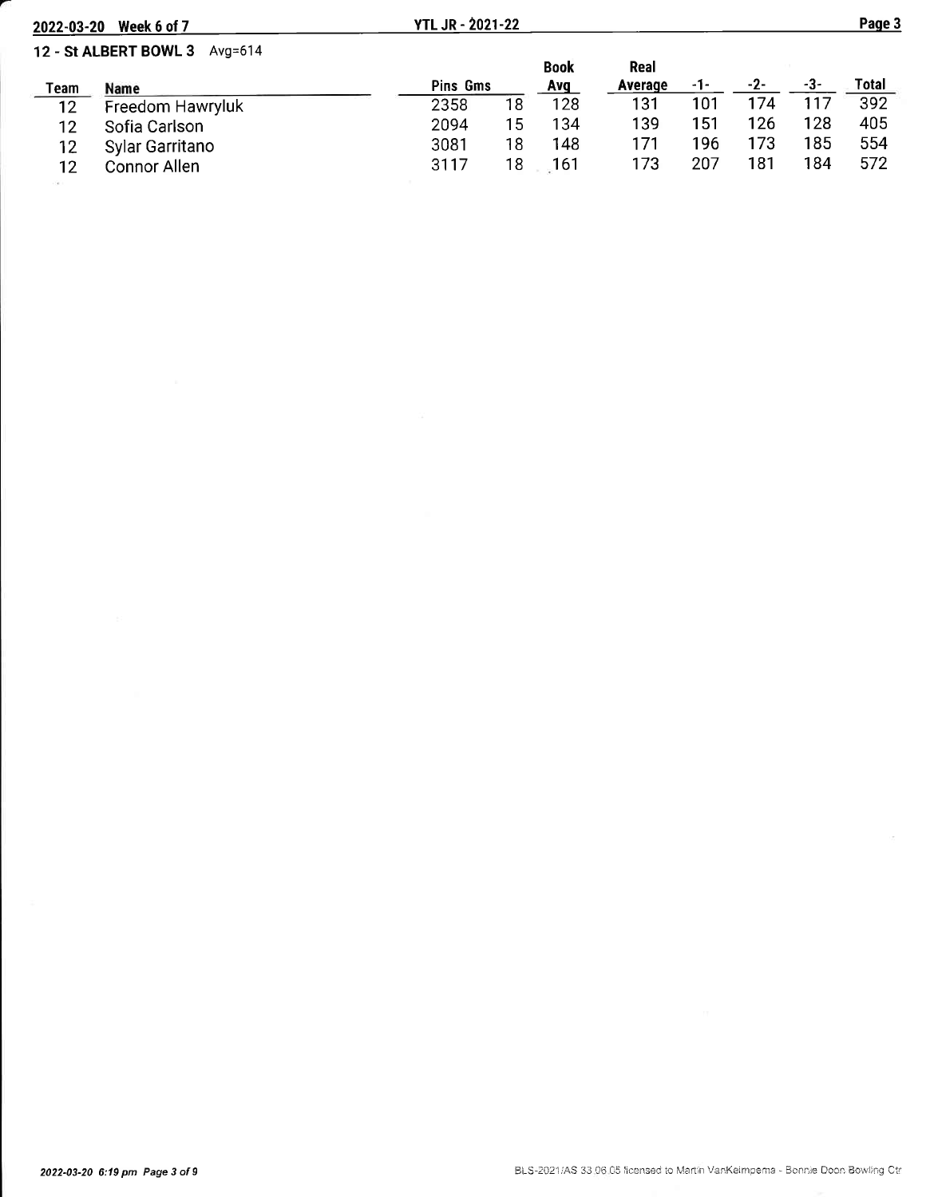## 12 - St ALBERT BOWL 3 Avg=614

| Team | Name | Pins | Gms | Book Avg | Real Average | -1- | -2- | -3- | Total |
|---|---|---|---|---|---|---|---|---|---|
| 12 | Freedom Hawryluk | 2358 | 18 | 128 | 131 | 101 | 174 | 117 | 392 |
| 12 | Sofia Carlson | 2094 | 15 | 134 | 139 | 151 | 126 | 128 | 405 |
| 12 | Sylar Garritano | 3081 | 18 | 148 | 171 | 196 | 173 | 185 | 554 |
| 12 | Connor Allen | 3117 | 18 | 161 | 173 | 207 | 181 | 184 | 572 |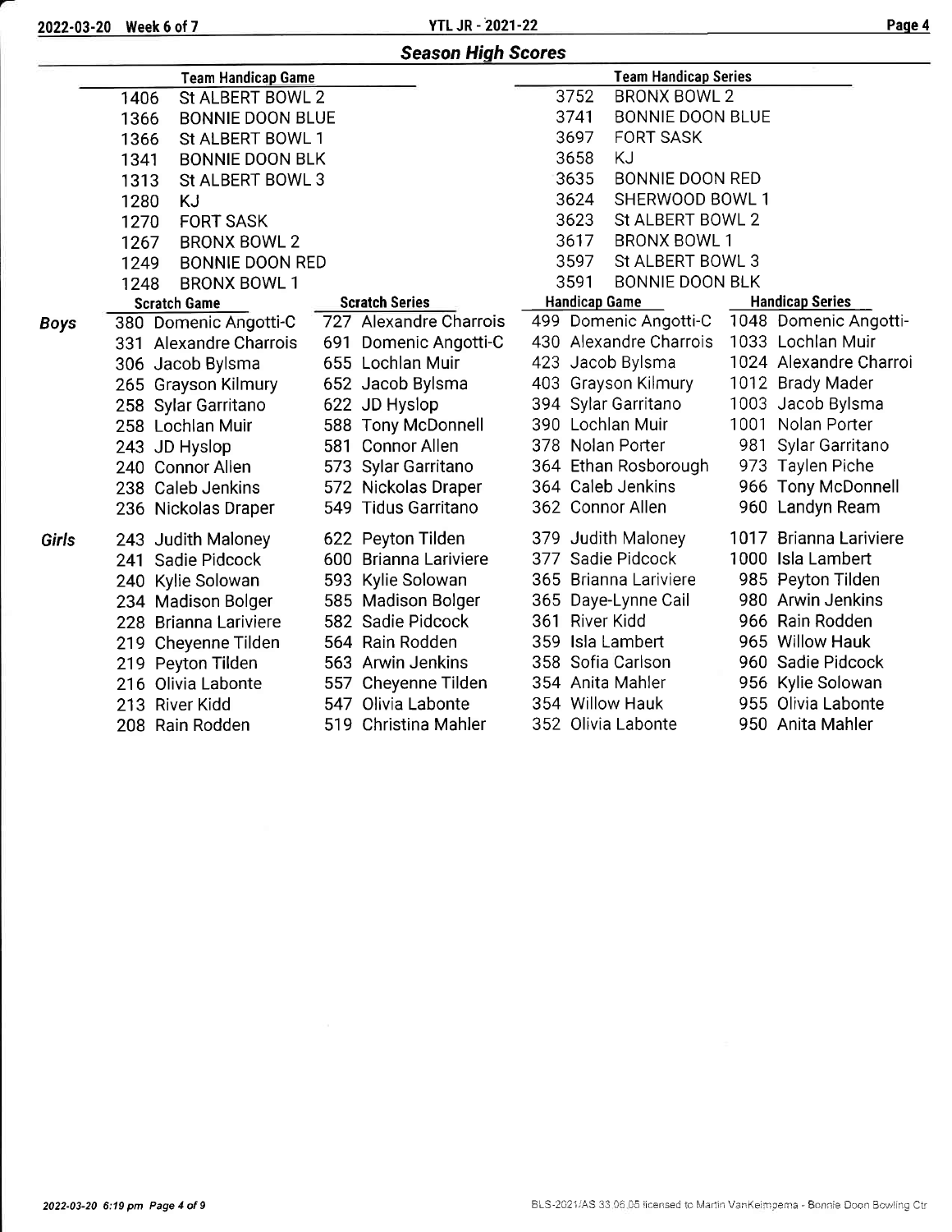## Season High Scores

| Team Handicap Game | | Team Handicap Series | |
|---|---|---|---|
| 1406 | St ALBERT BOWL 2 | 3752 | BRONX BOWL 2 |
| 1366 | BONNIE DOON BLUE | 3741 | BONNIE DOON BLUE |
| 1366 | St ALBERT BOWL 1 | 3697 | FORT SASK |
| 1341 | BONNIE DOON BLK | 3658 | KJ |
| 1313 | St ALBERT BOWL 3 | 3635 | BONNIE DOON RED |
| 1280 | KJ | 3624 | SHERWOOD BOWL 1 |
| 1270 | FORT SASK | 3623 | St ALBERT BOWL 2 |
| 1267 | BRONX BOWL 2 | 3617 | BRONX BOWL 1 |
| 1249 | BONNIE DOON RED | 3597 | St ALBERT BOWL 3 |
| 1248 | BRONX BOWL 1 | 3591 | BONNIE DOON BLK |

| | Scratch Game | Scratch Series | Handicap Game | Handicap Series |
|---|---|---|---|---|
| **Boys** | 380 Domenic Angotti-C | 727 Alexandre Charrois | 499 Domenic Angotti-C | 1048 Domenic Angotti- |
| | 331 Alexandre Charrois | 691 Domenic Angotti-C | 430 Alexandre Charrois | 1033 Lochlan Muir |
| | 306 Jacob Bylsma | 655 Lochlan Muir | 423 Jacob Bylsma | 1024 Alexandre Charroi |
| | 265 Grayson Kilmury | 652 Jacob Bylsma | 403 Grayson Kilmury | 1012 Brady Mader |
| | 258 Sylar Garritano | 622 JD Hyslop | 394 Sylar Garritano | 1003 Jacob Bylsma |
| | 258 Lochlan Muir | 588 Tony McDonnell | 390 Lochlan Muir | 1001 Nolan Porter |
| | 243 JD Hyslop | 581 Connor Allen | 378 Nolan Porter | 981 Sylar Garritano |
| | 240 Connor Allen | 573 Sylar Garritano | 364 Ethan Rosborough | 973 Taylen Piche |
| | 238 Caleb Jenkins | 572 Nickolas Draper | 364 Caleb Jenkins | 966 Tony McDonnell |
| | 236 Nickolas Draper | 549 Tidus Garritano | 362 Connor Allen | 960 Landyn Ream |
| **Girls** | 243 Judith Maloney | 622 Peyton Tilden | 379 Judith Maloney | 1017 Brianna Lariviere |
| | 241 Sadie Pidcock | 600 Brianna Lariviere | 377 Sadie Pidcock | 1000 Isla Lambert |
| | 240 Kylie Solowan | 593 Kylie Solowan | 365 Brianna Lariviere | 985 Peyton Tilden |
| | 234 Madison Bolger | 585 Madison Bolger | 365 Daye-Lynne Cail | 980 Arwin Jenkins |
| | 228 Brianna Lariviere | 582 Sadie Pidcock | 361 River Kidd | 966 Rain Rodden |
| | 219 Cheyenne Tilden | 564 Rain Rodden | 359 Isla Lambert | 965 Willow Hauk |
| | 219 Peyton Tilden | 563 Arwin Jenkins | 358 Sofia Carlson | 960 Sadie Pidcock |
| | 216 Olivia Labonte | 557 Cheyenne Tilden | 354 Anita Mahler | 956 Kylie Solowan |
| | 213 River Kidd | 547 Olivia Labonte | 354 Willow Hauk | 955 Olivia Labonte |
| | 208 Rain Rodden | 519 Christina Mahler | 352 Olivia Labonte | 950 Anita Mahler |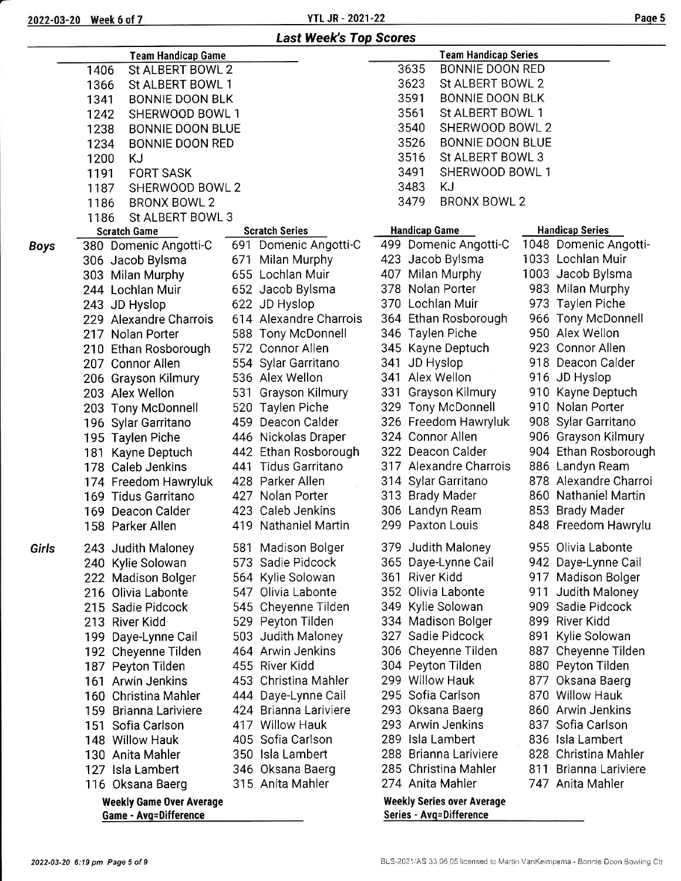## Last Week's Top Scores

| Team Handicap Game | | Team Handicap Series | |
|---|---|---|---|
| 1406 | St ALBERT BOWL 2 | 3635 | BONNIE DOON RED |
| 1366 | St ALBERT BOWL 1 | 3623 | St ALBERT BOWL 2 |
| 1341 | BONNIE DOON BLK | 3591 | BONNIE DOON BLK |
| 1242 | SHERWOOD BOWL 1 | 3561 | St ALBERT BOWL 1 |
| 1238 | BONNIE DOON BLUE | 3540 | SHERWOOD BOWL 2 |
| 1234 | BONNIE DOON RED | 3526 | BONNIE DOON BLUE |
| 1200 | KJ | 3516 | St ALBERT BOWL 3 |
| 1191 | FORT SASK | 3491 | SHERWOOD BOWL 1 |
| 1187 | SHERWOOD BOWL 2 | 3483 | KJ |
| 1186 | BRONX BOWL 2 | 3479 | BRONX BOWL 2 |
| 1186 | St ALBERT BOWL 3 | | |

| | Scratch Game | Scratch Series | Handicap Game | Handicap Series |
|---|---|---|---|---|
| **Boys** | 380 Domenic Angotti-C | 691 Domenic Angotti-C | 499 Domenic Angotti-C | 1048 Domenic Angotti- |
| | 306 Jacob Bylsma | 671 Milan Murphy | 423 Jacob Bylsma | 1033 Lochlan Muir |
| | 303 Milan Murphy | 655 Lochlan Muir | 407 Milan Murphy | 1003 Jacob Bylsma |
| | 244 Lochlan Muir | 652 Jacob Bylsma | 378 Nolan Porter | 983 Milan Murphy |
| | 243 JD Hyslop | 622 JD Hyslop | 370 Lochlan Muir | 973 Taylen Piche |
| | 229 Alexandre Charrois | 614 Alexandre Charrois | 364 Ethan Rosborough | 966 Tony McDonnell |
| | 217 Nolan Porter | 588 Tony McDonnell | 346 Taylen Piche | 950 Alex Wellon |
| | 210 Ethan Rosborough | 572 Connor Allen | 345 Kayne Deptuch | 923 Connor Allen |
| | 207 Connor Allen | 554 Sylar Garritano | 341 JD Hyslop | 918 Deacon Calder |
| | 206 Grayson Kilmury | 536 Alex Wellon | 341 Alex Wellon | 916 JD Hyslop |
| | 203 Alex Wellon | 531 Grayson Kilmury | 331 Grayson Kilmury | 910 Kayne Deptuch |
| | 203 Tony McDonnell | 520 Taylen Piche | 329 Tony McDonnell | 910 Nolan Porter |
| | 196 Sylar Garritano | 459 Deacon Calder | 326 Freedom Hawryluk | 908 Sylar Garritano |
| | 195 Taylen Piche | 446 Nickolas Draper | 324 Connor Allen | 906 Grayson Kilmury |
| | 181 Kayne Deptuch | 442 Ethan Rosborough | 322 Deacon Calder | 904 Ethan Rosborough |
| | 178 Caleb Jenkins | 441 Tidus Garritano | 317 Alexandre Charrois | 886 Landyn Ream |
| | 174 Freedom Hawryluk | 428 Parker Allen | 314 Sylar Garritano | 878 Alexandre Charroi |
| | 169 Tidus Garritano | 427 Nolan Porter | 313 Brady Mader | 860 Nathaniel Martin |
| | 169 Deacon Calder | 423 Caleb Jenkins | 306 Landyn Ream | 853 Brady Mader |
| | 158 Parker Allen | 419 Nathaniel Martin | 299 Paxton Louis | 848 Freedom Hawrylu |
| **Girls** | 243 Judith Maloney | 581 Madison Bolger | 379 Judith Maloney | 955 Olivia Labonte |
| | 240 Kylie Solowan | 573 Sadie Pidcock | 365 Daye-Lynne Cail | 942 Daye-Lynne Cail |
| | 222 Madison Bolger | 564 Kylie Solowan | 361 River Kidd | 917 Madison Bolger |
| | 216 Olivia Labonte | 547 Olivia Labonte | 352 Olivia Labonte | 911 Judith Maloney |
| | 215 Sadie Pidcock | 545 Cheyenne Tilden | 349 Kylie Solowan | 909 Sadie Pidcock |
| | 213 River Kidd | 529 Peyton Tilden | 334 Madison Bolger | 899 River Kidd |
| | 199 Daye-Lynne Cail | 503 Judith Maloney | 327 Sadie Pidcock | 891 Kylie Solowan |
| | 192 Cheyenne Tilden | 464 Arwin Jenkins | 306 Cheyenne Tilden | 887 Cheyenne Tilden |
| | 187 Peyton Tilden | 455 River Kidd | 304 Peyton Tilden | 880 Peyton Tilden |
| | 161 Arwin Jenkins | 453 Christina Mahler | 299 Willow Hauk | 877 Oksana Baerg |
| | 160 Christina Mahler | 444 Daye-Lynne Cail | 295 Sofia Carlson | 870 Willow Hauk |
| | 159 Brianna Lariviere | 424 Brianna Lariviere | 293 Oksana Baerg | 860 Arwin Jenkins |
| | 151 Sofia Carlson | 417 Willow Hauk | 293 Arwin Jenkins | 837 Sofia Carlson |
| | 148 Willow Hauk | 405 Sofia Carlson | 289 Isla Lambert | 836 Isla Lambert |
| | 130 Anita Mahler | 350 Isla Lambert | 288 Brianna Lariviere | 828 Christina Mahler |
| | 127 Isla Lambert | 346 Oksana Baerg | 285 Christina Mahler | 811 Brianna Lariviere |
| | 116 Oksana Baerg | 315 Anita Mahler | 274 Anita Mahler | 747 Anita Mahler |

| Weekly Game Over Average | Weekly Series over Average |
|---|---|
| Game - Avg=Difference | Series - Avg=Difference |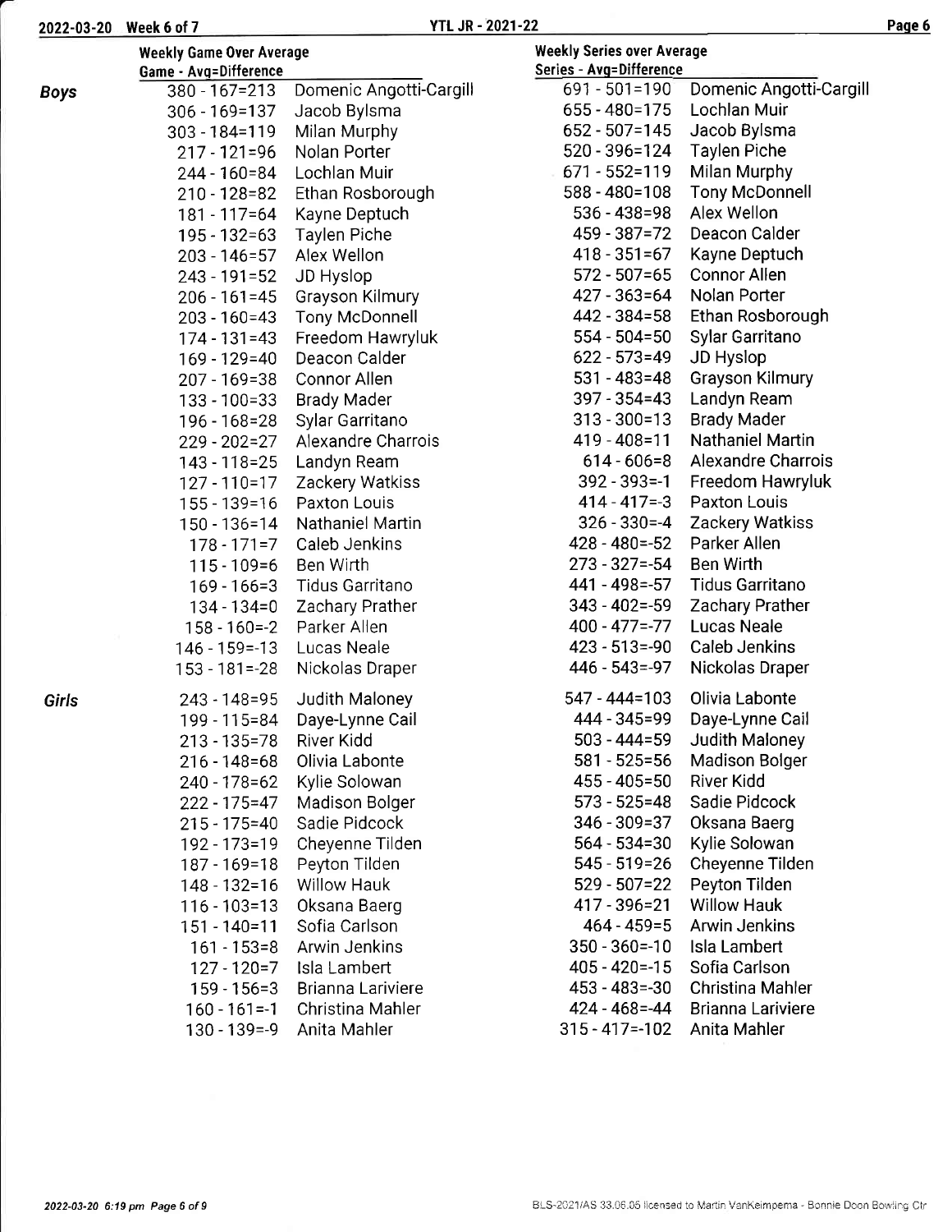| | Weekly Game Over Average | | Weekly Series over Average | |
|---|---|---|---|---|
| | Game - Avg=Difference | | Series - Avg=Difference | |
| **Boys** | 380 - 167=213 | Domenic Angotti-Cargill | 691 - 501=190 | Domenic Angotti-Cargill |
| | 306 - 169=137 | Jacob Bylsma | 655 - 480=175 | Lochlan Muir |
| | 303 - 184=119 | Milan Murphy | 652 - 507=145 | Jacob Bylsma |
| | 217 - 121=96 | Nolan Porter | 520 - 396=124 | Taylen Piche |
| | 244 - 160=84 | Lochlan Muir | 671 - 552=119 | Milan Murphy |
| | 210 - 128=82 | Ethan Rosborough | 588 - 480=108 | Tony McDonnell |
| | 181 - 117=64 | Kayne Deptuch | 536 - 438=98 | Alex Wellon |
| | 195 - 132=63 | Taylen Piche | 459 - 387=72 | Deacon Calder |
| | 203 - 146=57 | Alex Wellon | 418 - 351=67 | Kayne Deptuch |
| | 243 - 191=52 | JD Hyslop | 572 - 507=65 | Connor Allen |
| | 206 - 161=45 | Grayson Kilmury | 427 - 363=64 | Nolan Porter |
| | 203 - 160=43 | Tony McDonnell | 442 - 384=58 | Ethan Rosborough |
| | 174 - 131=43 | Freedom Hawryluk | 554 - 504=50 | Sylar Garritano |
| | 169 - 129=40 | Deacon Calder | 622 - 573=49 | JD Hyslop |
| | 207 - 169=38 | Connor Allen | 531 - 483=48 | Grayson Kilmury |
| | 133 - 100=33 | Brady Mader | 397 - 354=43 | Landyn Ream |
| | 196 - 168=28 | Sylar Garritano | 313 - 300=13 | Brady Mader |
| | 229 - 202=27 | Alexandre Charrois | 419 - 408=11 | Nathaniel Martin |
| | 143 - 118=25 | Landyn Ream | 614 - 606=8 | Alexandre Charrois |
| | 127 - 110=17 | Zackery Watkiss | 392 - 393=-1 | Freedom Hawryluk |
| | 155 - 139=16 | Paxton Louis | 414 - 417=-3 | Paxton Louis |
| | 150 - 136=14 | Nathaniel Martin | 326 - 330=-4 | Zackery Watkiss |
| | 178 - 171=7 | Caleb Jenkins | 428 - 480=-52 | Parker Allen |
| | 115 - 109=6 | Ben Wirth | 273 - 327=-54 | Ben Wirth |
| | 169 - 166=3 | Tidus Garritano | 441 - 498=-57 | Tidus Garritano |
| | 134 - 134=0 | Zachary Prather | 343 - 402=-59 | Zachary Prather |
| | 158 - 160=-2 | Parker Allen | 400 - 477=-77 | Lucas Neale |
| | 146 - 159=-13 | Lucas Neale | 423 - 513=-90 | Caleb Jenkins |
| | 153 - 181=-28 | Nickolas Draper | 446 - 543=-97 | Nickolas Draper |
| **Girls** | 243 - 148=95 | Judith Maloney | 547 - 444=103 | Olivia Labonte |
| | 199 - 115=84 | Daye-Lynne Cail | 444 - 345=99 | Daye-Lynne Cail |
| | 213 - 135=78 | River Kidd | 503 - 444=59 | Judith Maloney |
| | 216 - 148=68 | Olivia Labonte | 581 - 525=56 | Madison Bolger |
| | 240 - 178=62 | Kylie Solowan | 455 - 405=50 | River Kidd |
| | 222 - 175=47 | Madison Bolger | 573 - 525=48 | Sadie Pidcock |
| | 215 - 175=40 | Sadie Pidcock | 346 - 309=37 | Oksana Baerg |
| | 192 - 173=19 | Cheyenne Tilden | 564 - 534=30 | Kylie Solowan |
| | 187 - 169=18 | Peyton Tilden | 545 - 519=26 | Cheyenne Tilden |
| | 148 - 132=16 | Willow Hauk | 529 - 507=22 | Peyton Tilden |
| | 116 - 103=13 | Oksana Baerg | 417 - 396=21 | Willow Hauk |
| | 151 - 140=11 | Sofia Carlson | 464 - 459=5 | Arwin Jenkins |
| | 161 - 153=8 | Arwin Jenkins | 350 - 360=-10 | Isla Lambert |
| | 127 - 120=7 | Isla Lambert | 405 - 420=-15 | Sofia Carlson |
| | 159 - 156=3 | Brianna Lariviere | 453 - 483=-30 | Christina Mahler |
| | 160 - 161=-1 | Christina Mahler | 424 - 468=-44 | Brianna Lariviere |
| | 130 - 139=-9 | Anita Mahler | 315 - 417=-102 | Anita Mahler |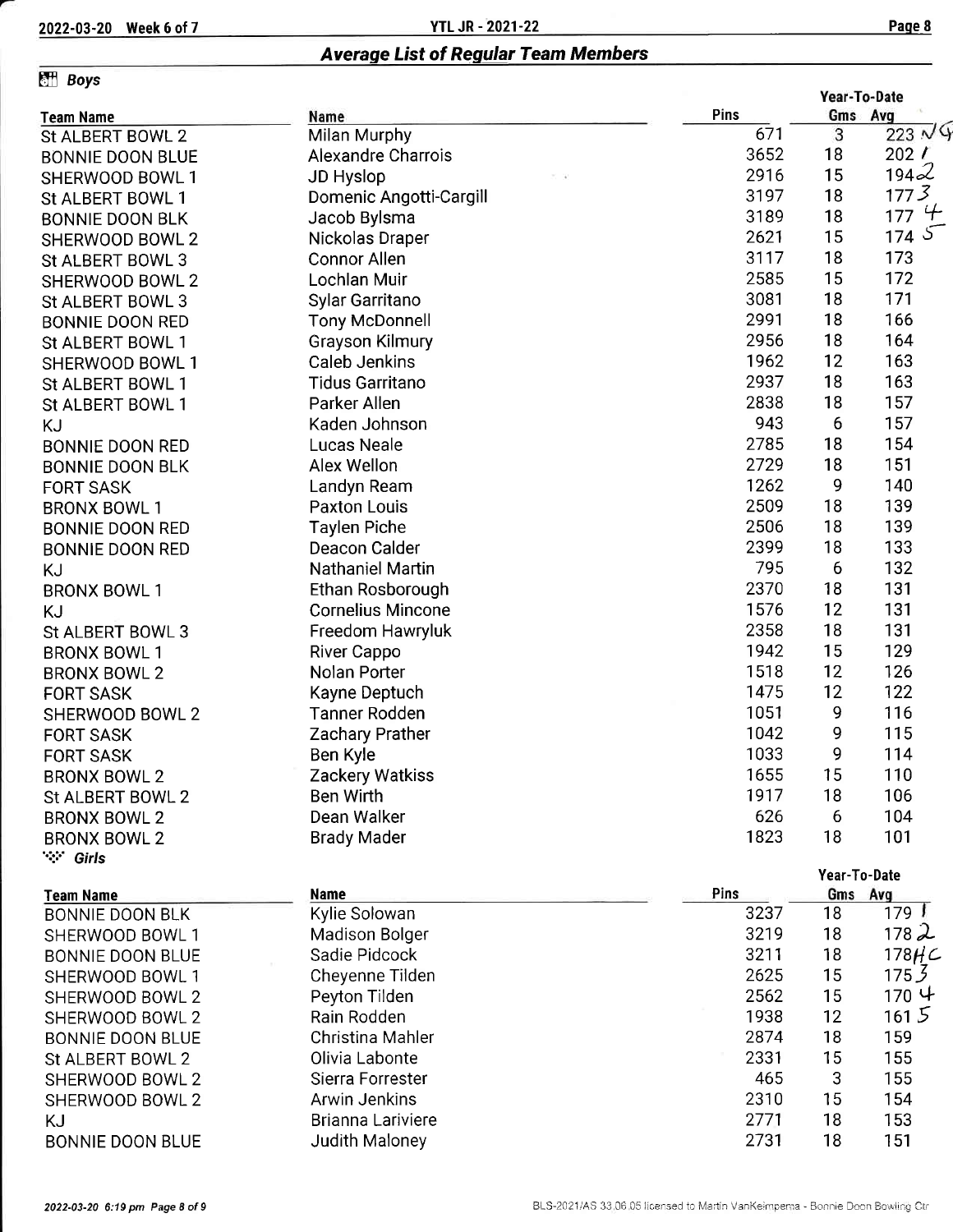## Average List of Regular Team Members

### Boys

| Team Name | Name | Pins | Year-To-Date Gms | Year-To-Date Avg |
|---|---|---|---|---|
| St ALBERT BOWL 2 | Milan Murphy | 671 | 3 | 223 NG |
| BONNIE DOON BLUE | Alexandre Charrois | 3652 | 18 | 202 1 |
| SHERWOOD BOWL 1 | JD Hyslop | 2916 | 15 | 194 2 |
| St ALBERT BOWL 1 | Domenic Angotti-Cargill | 3197 | 18 | 177 3 |
| BONNIE DOON BLK | Jacob Bylsma | 3189 | 18 | 177 4 |
| SHERWOOD BOWL 2 | Nickolas Draper | 2621 | 15 | 174 5 |
| St ALBERT BOWL 3 | Connor Allen | 3117 | 18 | 173 |
| SHERWOOD BOWL 2 | Lochlan Muir | 2585 | 15 | 172 |
| St ALBERT BOWL 3 | Sylar Garritano | 3081 | 18 | 171 |
| BONNIE DOON RED | Tony McDonnell | 2991 | 18 | 166 |
| St ALBERT BOWL 1 | Grayson Kilmury | 2956 | 18 | 164 |
| SHERWOOD BOWL 1 | Caleb Jenkins | 1962 | 12 | 163 |
| St ALBERT BOWL 1 | Tidus Garritano | 2937 | 18 | 163 |
| St ALBERT BOWL 1 | Parker Allen | 2838 | 18 | 157 |
| KJ | Kaden Johnson | 943 | 6 | 157 |
| BONNIE DOON RED | Lucas Neale | 2785 | 18 | 154 |
| BONNIE DOON BLK | Alex Wellon | 2729 | 18 | 151 |
| FORT SASK | Landyn Ream | 1262 | 9 | 140 |
| BRONX BOWL 1 | Paxton Louis | 2509 | 18 | 139 |
| BONNIE DOON RED | Taylen Piche | 2506 | 18 | 139 |
| BONNIE DOON RED | Deacon Calder | 2399 | 18 | 133 |
| KJ | Nathaniel Martin | 795 | 6 | 132 |
| BRONX BOWL 1 | Ethan Rosborough | 2370 | 18 | 131 |
| KJ | Cornelius Mincone | 1576 | 12 | 131 |
| St ALBERT BOWL 3 | Freedom Hawryluk | 2358 | 18 | 131 |
| BRONX BOWL 1 | River Cappo | 1942 | 15 | 129 |
| BRONX BOWL 2 | Nolan Porter | 1518 | 12 | 126 |
| FORT SASK | Kayne Deptuch | 1475 | 12 | 122 |
| SHERWOOD BOWL 2 | Tanner Rodden | 1051 | 9 | 116 |
| FORT SASK | Zachary Prather | 1042 | 9 | 115 |
| FORT SASK | Ben Kyle | 1033 | 9 | 114 |
| BRONX BOWL 2 | Zackery Watkiss | 1655 | 15 | 110 |
| St ALBERT BOWL 2 | Ben Wirth | 1917 | 18 | 106 |
| BRONX BOWL 2 | Dean Walker | 626 | 6 | 104 |
| BRONX BOWL 2 | Brady Mader | 1823 | 18 | 101 |

### Girls

| Team Name | Name | Pins | Year-To-Date Gms | Year-To-Date Avg |
|---|---|---|---|---|
| BONNIE DOON BLK | Kylie Solowan | 3237 | 18 | 179 1 |
| SHERWOOD BOWL 1 | Madison Bolger | 3219 | 18 | 178 2 |
| BONNIE DOON BLUE | Sadie Pidcock | 3211 | 18 | 178 HC |
| SHERWOOD BOWL 1 | Cheyenne Tilden | 2625 | 15 | 175 3 |
| SHERWOOD BOWL 2 | Peyton Tilden | 2562 | 15 | 170 4 |
| SHERWOOD BOWL 2 | Rain Rodden | 1938 | 12 | 161 5 |
| BONNIE DOON BLUE | Christina Mahler | 2874 | 18 | 159 |
| St ALBERT BOWL 2 | Olivia Labonte | 2331 | 15 | 155 |
| SHERWOOD BOWL 2 | Sierra Forrester | 465 | 3 | 155 |
| SHERWOOD BOWL 2 | Arwin Jenkins | 2310 | 15 | 154 |
| KJ | Brianna Lariviere | 2771 | 18 | 153 |
| BONNIE DOON BLUE | Judith Maloney | 2731 | 18 | 151 |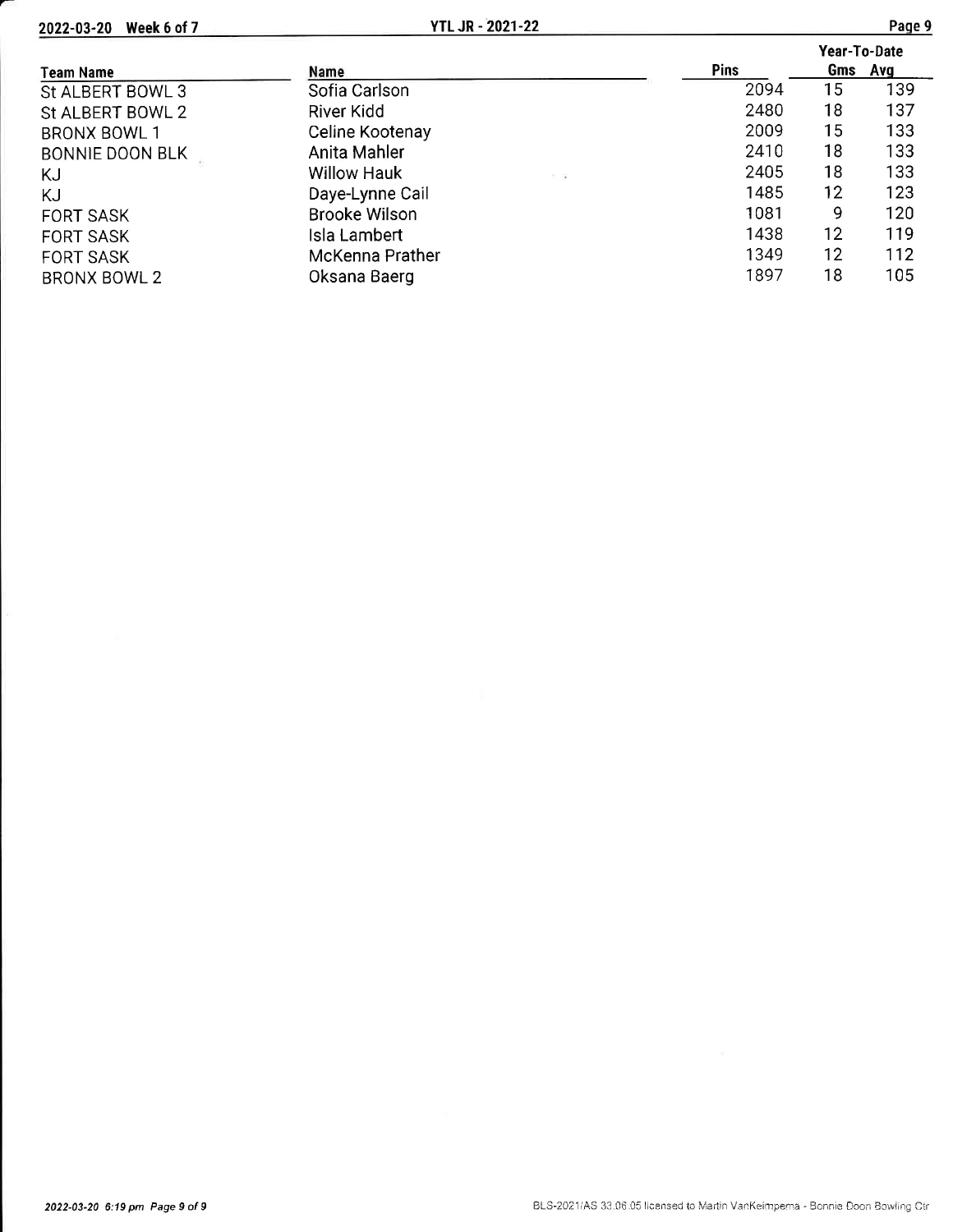| Team Name | Name | Pins | Year-To-Date Gms | Year-To-Date Avg |
| --- | --- | --- | --- | --- |
| St ALBERT BOWL 3 | Sofia Carlson | 2094 | 15 | 139 |
| St ALBERT BOWL 2 | River Kidd | 2480 | 18 | 137 |
| BRONX BOWL 1 | Celine Kootenay | 2009 | 15 | 133 |
| BONNIE DOON BLK | Anita Mahler | 2410 | 18 | 133 |
| KJ | Willow Hauk | 2405 | 18 | 133 |
| KJ | Daye-Lynne Cail | 1485 | 12 | 123 |
| FORT SASK | Brooke Wilson | 1081 | 9 | 120 |
| FORT SASK | Isla Lambert | 1438 | 12 | 119 |
| FORT SASK | McKenna Prather | 1349 | 12 | 112 |
| BRONX BOWL 2 | Oksana Baerg | 1897 | 18 | 105 |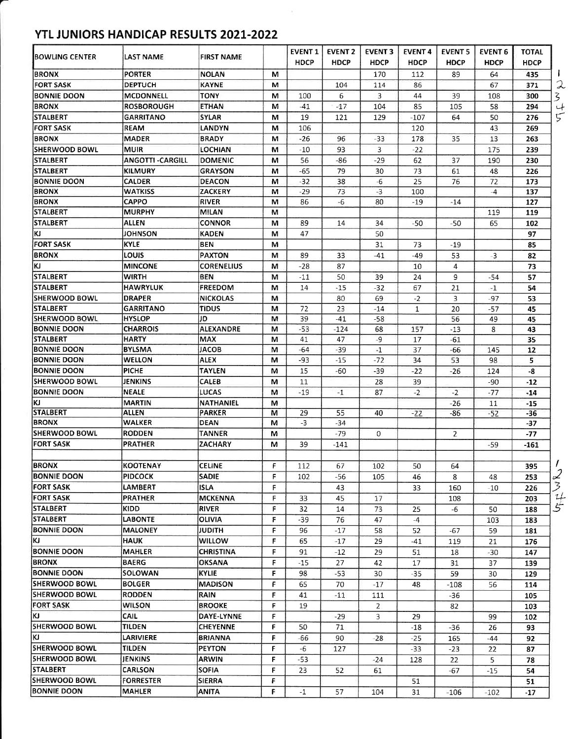## YTL JUNIORS HANDICAP RESULTS 2021-2022

| BOWLING CENTER | LAST NAME | FIRST NAME | | EVENT 1 HDCP | EVENT 2 HDCP | EVENT 3 HDCP | EVENT 4 HDCP | EVENT 5 HDCP | EVENT 6 HDCP | TOTAL HDCP | |
|---|---|---|---|---|---|---|---|---|---|---|---|
| BRONX | PORTER | NOLAN | M | | | 170 | 112 | 89 | 64 | 435 | 1 |
| FORT SASK | DEPTUCH | KAYNE | M | | 104 | 114 | 86 | | 67 | 371 | 2 |
| BONNIE DOON | MCDONNELL | TONY | M | 100 | 6 | 3 | 44 | 39 | 108 | 300 | 3 |
| BRONX | ROSBOROUGH | ETHAN | M | -41 | -17 | 104 | 85 | 105 | 58 | 294 | 4 |
| STALBERT | GARRITANO | SYLAR | M | 19 | 121 | 129 | -107 | 64 | 50 | 276 | 5 |
| FORT SASK | REAM | LANDYN | M | 106 | | | 120 | | 43 | 269 | |
| BRONX | MADER | BRADY | M | -26 | 96 | -33 | 178 | 35 | 13 | 263 | |
| SHERWOOD BOWL | MUIR | LOCHIAN | M | -10 | 93 | 3 | -22 | | 175 | 239 | |
| STALBERT | ANGOTTI -CARGILL | DOMENIC | M | 56 | -86 | -29 | 62 | 37 | 190 | 230 | |
| STALBERT | KILMURY | GRAYSON | M | -65 | 79 | 30 | 73 | 61 | 48 | 226 | |
| BONNIE DOON | CALDER | DEACON | M | -32 | 38 | -6 | 25 | 76 | 72 | 173 | |
| BRONX | WATKISS | ZACKERY | M | -29 | 73 | -3 | 100 | | -4 | 137 | |
| BRONX | CAPPO | RIVER | M | 86 | -6 | 80 | -19 | -14 | | 127 | |
| STALBERT | MURPHY | MILAN | M | | | | | | 119 | 119 | |
| STALBERT | ALLEN | CONNOR | M | 89 | 14 | 34 | -50 | -50 | 65 | 102 | |
| KJ | JOHNSON | KADEN | M | 47 | | 50 | | | | 97 | |
| FORT SASK | KYLE | BEN | M | | | 31 | 73 | -19 | | 85 | |
| BRONX | LOUIS | PAXTON | M | 89 | 33 | -41 | -49 | 53 | -3 | 82 | |
| KJ | MINCONE | CORENELIUS | M | -28 | 87 | | 10 | 4 | | 73 | |
| STALBERT | WIRTH | BEN | M | -11 | 50 | 39 | 24 | 9 | -54 | 57 | |
| STALBERT | HAWRYLUK | FREEDOM | M | 14 | -15 | -32 | 67 | 21 | -1 | 54 | |
| SHERWOOD BOWL | DRAPER | NICKOLAS | M | | 80 | 69 | -2 | 3 | -97 | 53 | |
| STALBERT | GARRITANO | TIDUS | M | 72 | 23 | -14 | 1 | 20 | -57 | 45 | |
| SHERWOOD BOWL | HYSLOP | JD | M | 39 | -41 | -58 | | 56 | 49 | 45 | |
| BONNIE DOON | CHARROIS | ALEXANDRE | M | -53 | -124 | 68 | 157 | -13 | 8 | 43 | |
| STALBERT | HARTY | MAX | M | 41 | 47 | -9 | 17 | -61 | | 35 | |
| BONNIE DOON | BYLSMA | JACOB | M | -64 | -39 | -1 | 37 | -66 | 145 | 12 | |
| BONNIE DOON | WELLON | ALEX | M | -93 | -15 | -72 | 34 | 53 | 98 | 5 | |
| BONNIE DOON | PICHE | TAYLEN | M | 15 | -60 | -39 | -22 | -26 | 124 | -8 | |
| SHERWOOD BOWL | JENKINS | CALEB | M | 11 | | 28 | 39 | | -90 | -12 | |
| BONNIE DOON | NEALE | LUCAS | M | -19 | -1 | 87 | -2 | -2 | -77 | -14 | |
| KJ | MARTIN | NATHANIEL | M | | | | | -26 | 11 | -15 | |
| STALBERT | ALLEN | PARKER | M | 29 | 55 | 40 | -22 | -86 | -52 | -36 | |
| BRONX | WALKER | DEAN | M | -3 | -34 | | | | | -37 | |
| SHERWOOD BOWL | RODDEN | TANNER | M | | -79 | 0 | | 2 | | -77 | |
| FORT SASK | PRATHER | ZACHARY | M | 39 | -141 | | | | -59 | -161 | |
| | | | | | | | | | | | |
| BRONX | KOOTENAY | CELINE | F | 112 | 67 | 102 | 50 | 64 | | 395 | 1 |
| BONNIE DOON | PIDCOCK | SADIE | F | 102 | -56 | 105 | 46 | 8 | 48 | 253 | 2 |
| FORT SASK | LAMBERT | ISLA | F | | 43 | | 33 | 160 | -10 | 226 | 3 |
| FORT SASK | PRATHER | MCKENNA | F | 33 | 45 | 17 | | 108 | | 203 | 4 |
| STALBERT | KIDD | RIVER | F | 32 | 14 | 73 | 25 | -6 | 50 | 188 | 5 |
| STALBERT | LABONTE | OLIVIA | F | -39 | 76 | 47 | -4 | | 103 | 183 | |
| BONNIE DOON | MALONEY | JUDITH | F | 96 | -17 | 58 | 52 | -67 | 59 | 181 | |
| KJ | HAUK | WILLOW | F | 65 | -17 | 29 | -41 | 119 | 21 | 176 | |
| BONNIE DOON | MAHLER | CHRISTINA | F | 91 | -12 | 29 | 51 | 18 | -30 | 147 | |
| BRONX | BAERG | OKSANA | F | -15 | 27 | 42 | 17 | 31 | 37 | 139 | |
| BONNIE DOON | SOLOWAN | KYLIE | F | 98 | -53 | 30 | -35 | 59 | 30 | 129 | |
| SHERWOOD BOWL | BOLGER | MADISON | F | 65 | 70 | -17 | 48 | -108 | 56 | 114 | |
| SHERWOOD BOWL | RODDEN | RAIN | F | 41 | -11 | 111 | | -36 | | 105 | |
| FORT SASK | WILSON | BROOKE | F | 19 | | 2 | | 82 | | 103 | |
| KJ | CAIL | DAYE-LYNNE | F | | -29 | 3 | 29 | | 99 | 102 | |
| SHERWOOD BOWL | TILDEN | CHEYENNE | F | 50 | 71 | | -18 | -36 | 26 | 93 | |
| KJ | LARIVIERE | BRIANNA | F | -66 | 90 | -28 | -25 | 165 | -44 | 92 | |
| SHERWOOD BOWL | TILDEN | PEYTON | F | -6 | 127 | | -33 | -23 | 22 | 87 | |
| SHERWOOD BOWL | JENKINS | ARWIN | F | -53 | | -24 | 128 | 22 | 5 | 78 | |
| STALBERT | CARLSON | SOFIA | F | 23 | 52 | 61 | | -67 | -15 | 54 | |
| SHERWOOD BOWL | FORRESTER | SIERRA | F | | | | 51 | | | 51 | |
| BONNIE DOON | MAHLER | ANITA | F | -1 | 57 | 104 | 31 | -106 | -102 | -17 | |